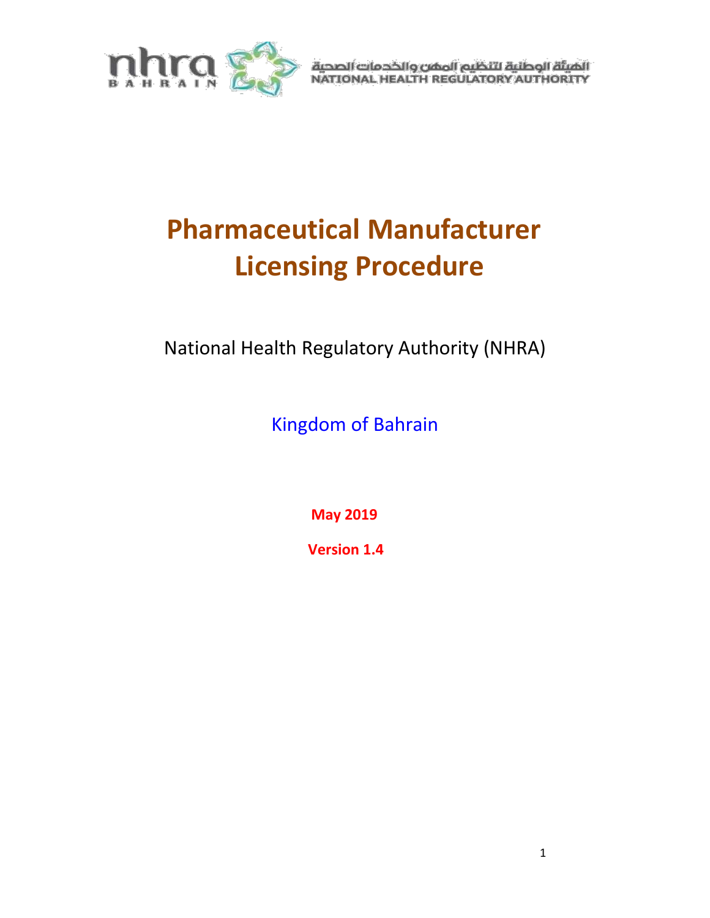الهيئة الوطنية لتنظيم المهن والخدمات الصحية
NATIONAL HEALTH REGULATORY AUTHORITY

# Pharmaceutical Manufacturer Licensing Procedure

National Health Regulatory Authority (NHRA)

Kingdom of Bahrain

**May 2019**

**Version 1.4**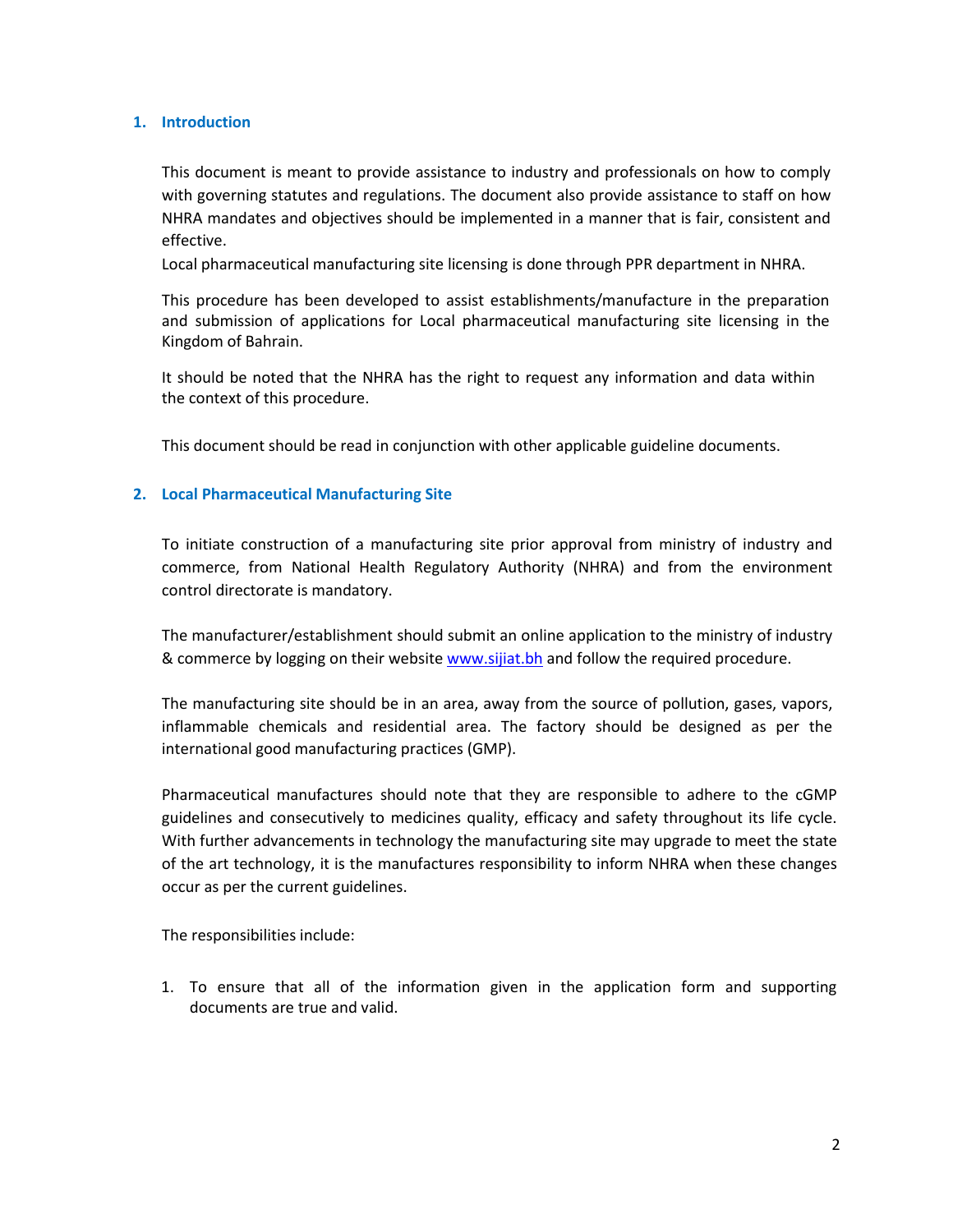## 1. Introduction

This document is meant to provide assistance to industry and professionals on how to comply with governing statutes and regulations. The document also provide assistance to staff on how NHRA mandates and objectives should be implemented in a manner that is fair, consistent and effective.

Local pharmaceutical manufacturing site licensing is done through PPR department in NHRA.

This procedure has been developed to assist establishments/manufacture in the preparation and submission of applications for Local pharmaceutical manufacturing site licensing in the Kingdom of Bahrain.

It should be noted that the NHRA has the right to request any information and data within the context of this procedure.

This document should be read in conjunction with other applicable guideline documents.

## 2. Local Pharmaceutical Manufacturing Site

To initiate construction of a manufacturing site prior approval from ministry of industry and commerce, from National Health Regulatory Authority (NHRA) and from the environment control directorate is mandatory.

The manufacturer/establishment should submit an online application to the ministry of industry & commerce by logging on their website [www.sijiat.bh](www.sijiat.bh) and follow the required procedure.

The manufacturing site should be in an area, away from the source of pollution, gases, vapors, inflammable chemicals and residential area. The factory should be designed as per the international good manufacturing practices (GMP).

Pharmaceutical manufactures should note that they are responsible to adhere to the cGMP guidelines and consecutively to medicines quality, efficacy and safety throughout its life cycle. With further advancements in technology the manufacturing site may upgrade to meet the state of the art technology, it is the manufactures responsibility to inform NHRA when these changes occur as per the current guidelines.

The responsibilities include:

1. To ensure that all of the information given in the application form and supporting documents are true and valid.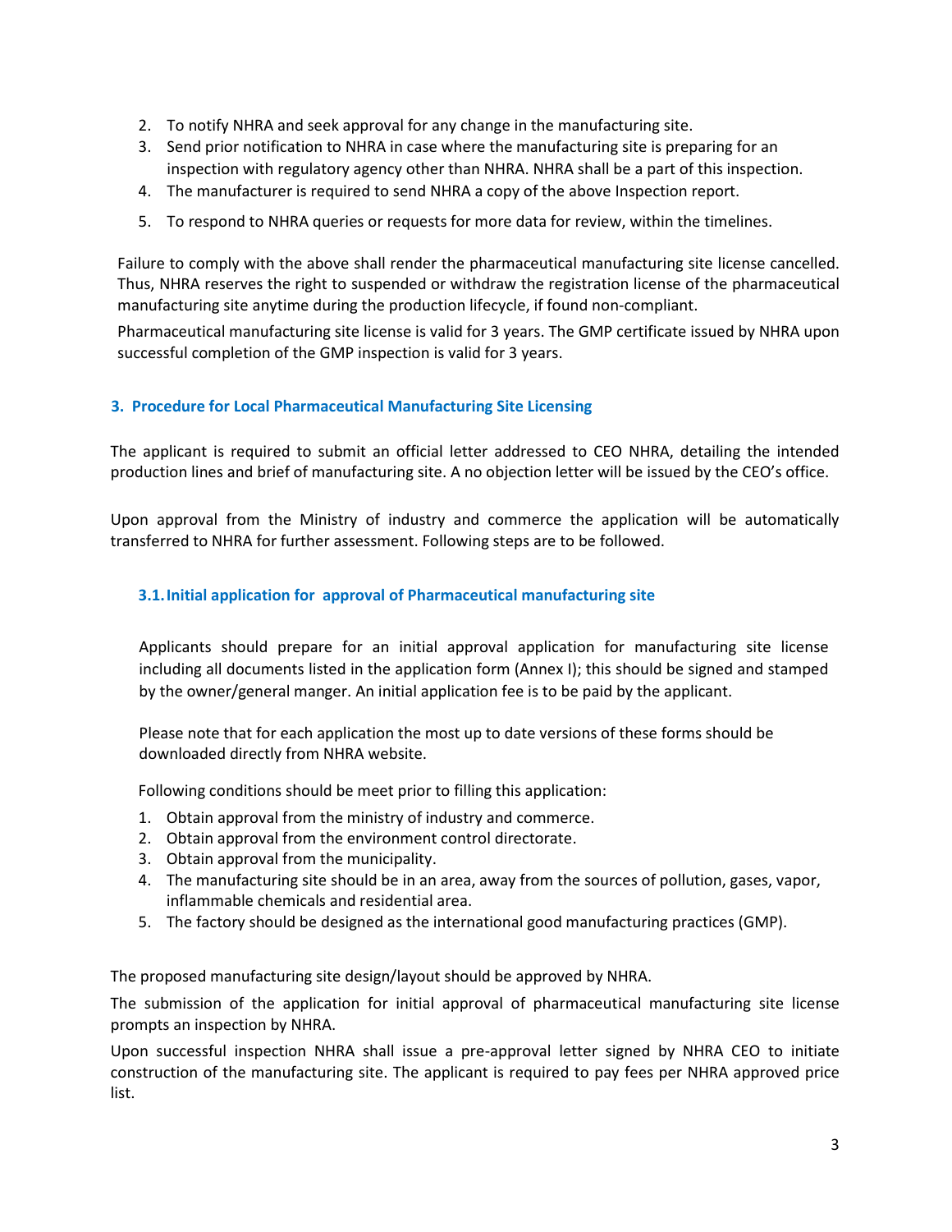2. To notify NHRA and seek approval for any change in the manufacturing site.
3. Send prior notification to NHRA in case where the manufacturing site is preparing for an inspection with regulatory agency other than NHRA. NHRA shall be a part of this inspection.
4. The manufacturer is required to send NHRA a copy of the above Inspection report.
5. To respond to NHRA queries or requests for more data for review, within the timelines.

Failure to comply with the above shall render the pharmaceutical manufacturing site license cancelled. Thus, NHRA reserves the right to suspended or withdraw the registration license of the pharmaceutical manufacturing site anytime during the production lifecycle, if found non-compliant.

Pharmaceutical manufacturing site license is valid for 3 years. The GMP certificate issued by NHRA upon successful completion of the GMP inspection is valid for 3 years.

## 3. Procedure for Local Pharmaceutical Manufacturing Site Licensing

The applicant is required to submit an official letter addressed to CEO NHRA, detailing the intended production lines and brief of manufacturing site. A no objection letter will be issued by the CEO's office.

Upon approval from the Ministry of industry and commerce the application will be automatically transferred to NHRA for further assessment. Following steps are to be followed.

### 3.1. Initial application for approval of Pharmaceutical manufacturing site

Applicants should prepare for an initial approval application for manufacturing site license including all documents listed in the application form (Annex I); this should be signed and stamped by the owner/general manger. An initial application fee is to be paid by the applicant.

Please note that for each application the most up to date versions of these forms should be downloaded directly from NHRA website.

Following conditions should be meet prior to filling this application:

1. Obtain approval from the ministry of industry and commerce.
2. Obtain approval from the environment control directorate.
3. Obtain approval from the municipality.
4. The manufacturing site should be in an area, away from the sources of pollution, gases, vapor, inflammable chemicals and residential area.
5. The factory should be designed as the international good manufacturing practices (GMP).

The proposed manufacturing site design/layout should be approved by NHRA.

The submission of the application for initial approval of pharmaceutical manufacturing site license prompts an inspection by NHRA.

Upon successful inspection NHRA shall issue a pre-approval letter signed by NHRA CEO to initiate construction of the manufacturing site. The applicant is required to pay fees per NHRA approved price list.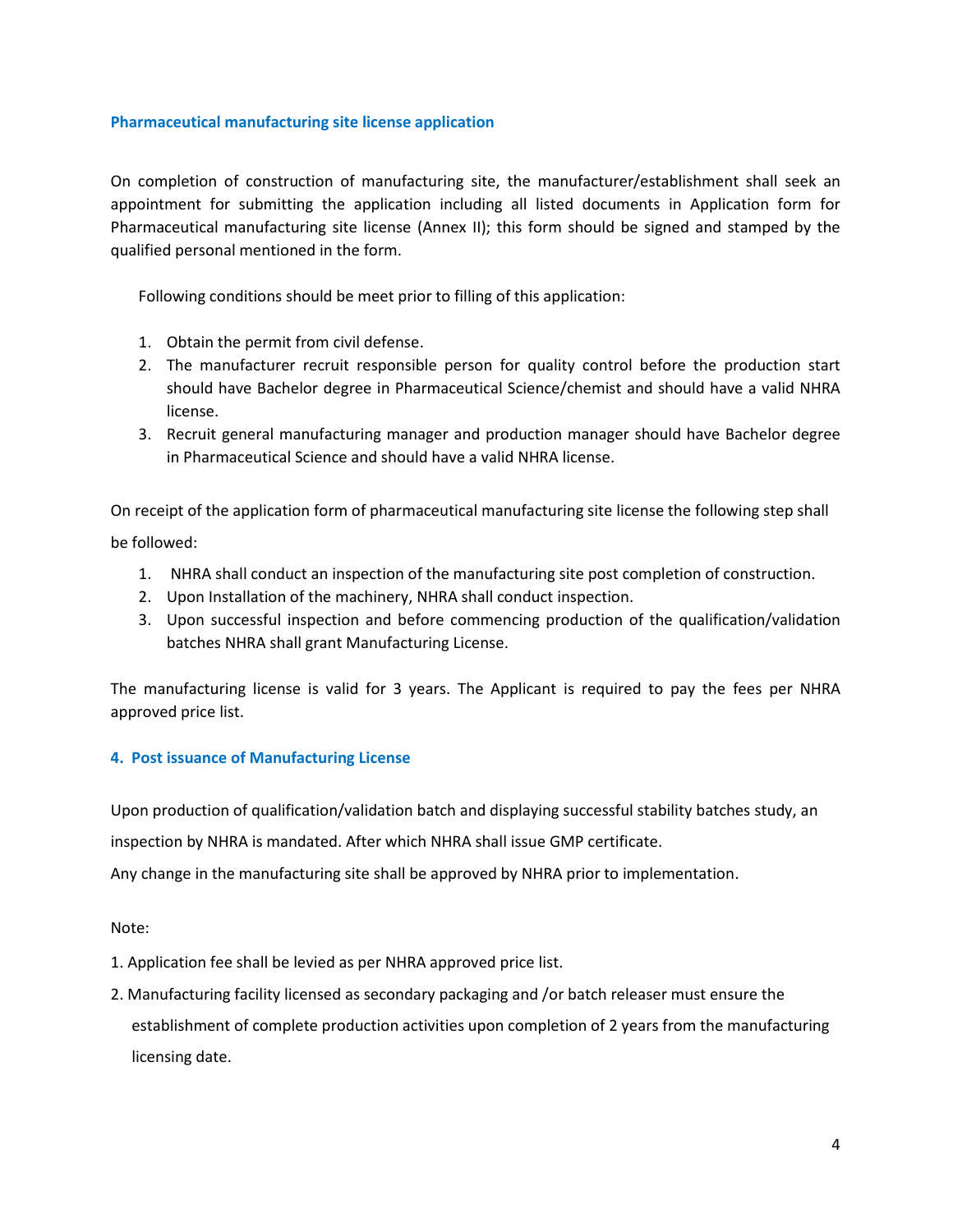### Pharmaceutical manufacturing site license application

On completion of construction of manufacturing site, the manufacturer/establishment shall seek an appointment for submitting the application including all listed documents in Application form for Pharmaceutical manufacturing site license (Annex II); this form should be signed and stamped by the qualified personal mentioned in the form.

Following conditions should be meet prior to filling of this application:

1. Obtain the permit from civil defense.
2. The manufacturer recruit responsible person for quality control before the production start should have Bachelor degree in Pharmaceutical Science/chemist and should have a valid NHRA license.
3. Recruit general manufacturing manager and production manager should have Bachelor degree in Pharmaceutical Science and should have a valid NHRA license.

On receipt of the application form of pharmaceutical manufacturing site license the following step shall be followed:

1. NHRA shall conduct an inspection of the manufacturing site post completion of construction.
2. Upon Installation of the machinery, NHRA shall conduct inspection.
3. Upon successful inspection and before commencing production of the qualification/validation batches NHRA shall grant Manufacturing License.

The manufacturing license is valid for 3 years. The Applicant is required to pay the fees per NHRA approved price list.

### 4. Post issuance of Manufacturing License

Upon production of qualification/validation batch and displaying successful stability batches study, an inspection by NHRA is mandated. After which NHRA shall issue GMP certificate.

Any change in the manufacturing site shall be approved by NHRA prior to implementation.

Note:

1. Application fee shall be levied as per NHRA approved price list.
2. Manufacturing facility licensed as secondary packaging and /or batch releaser must ensure the establishment of complete production activities upon completion of 2 years from the manufacturing licensing date.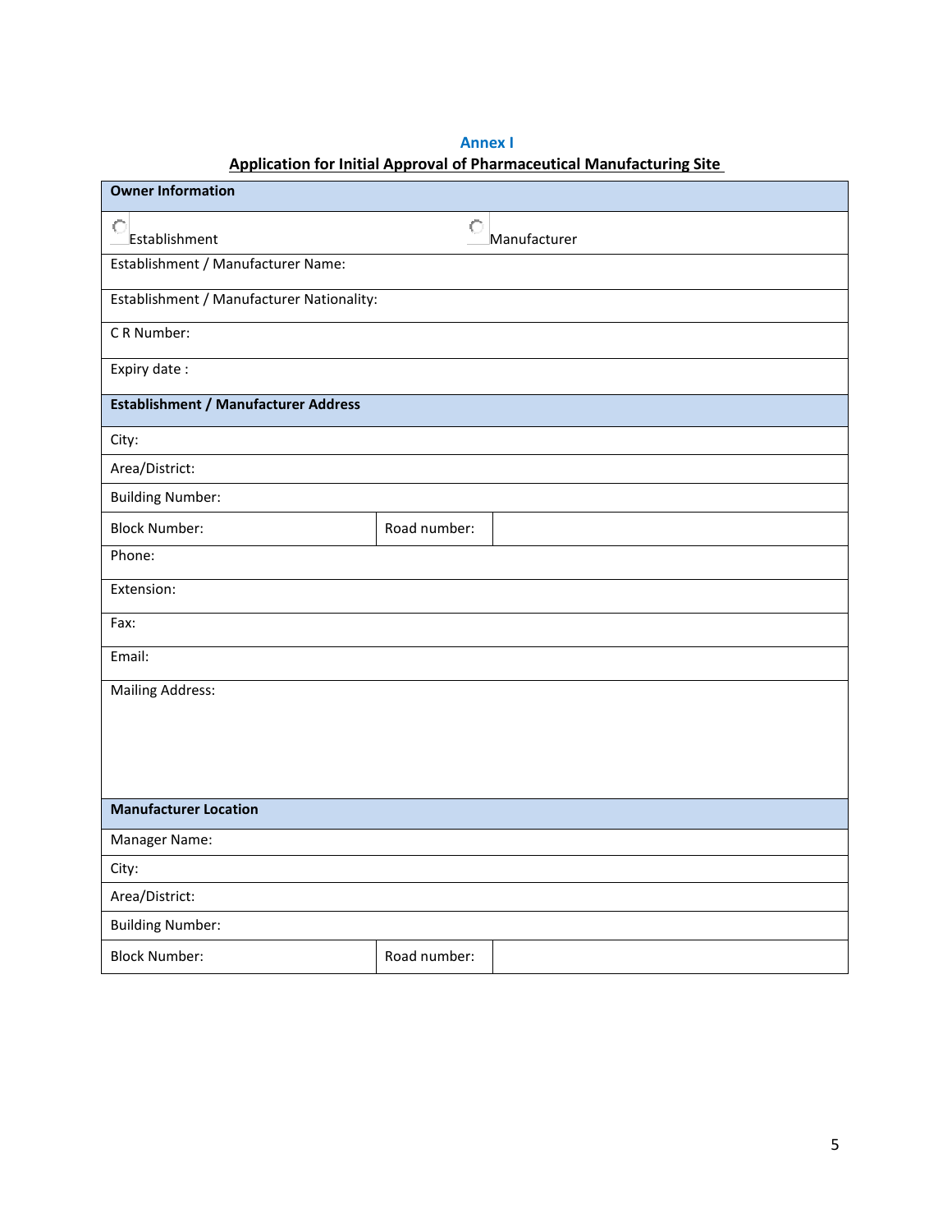**Annex I**

**Application for Initial Approval of Pharmaceutical Manufacturing Site**

| **Owner Information** | | |
|---|---|---|
| ○ Establishment | ○ Manufacturer | |
| Establishment / Manufacturer Name: | | |
| Establishment / Manufacturer Nationality: | | |
| C R Number: | | |
| Expiry date : | | |
| **Establishment / Manufacturer Address** | | |
| City: | | |
| Area/District: | | |
| Building Number: | | |
| Block Number: | Road number: | |
| Phone: | | |
| Extension: | | |
| Fax: | | |
| Email: | | |
| Mailing Address: | | |
| **Manufacturer Location** | | |
| Manager Name: | | |
| City: | | |
| Area/District: | | |
| Building Number: | | |
| Block Number: | Road number: | |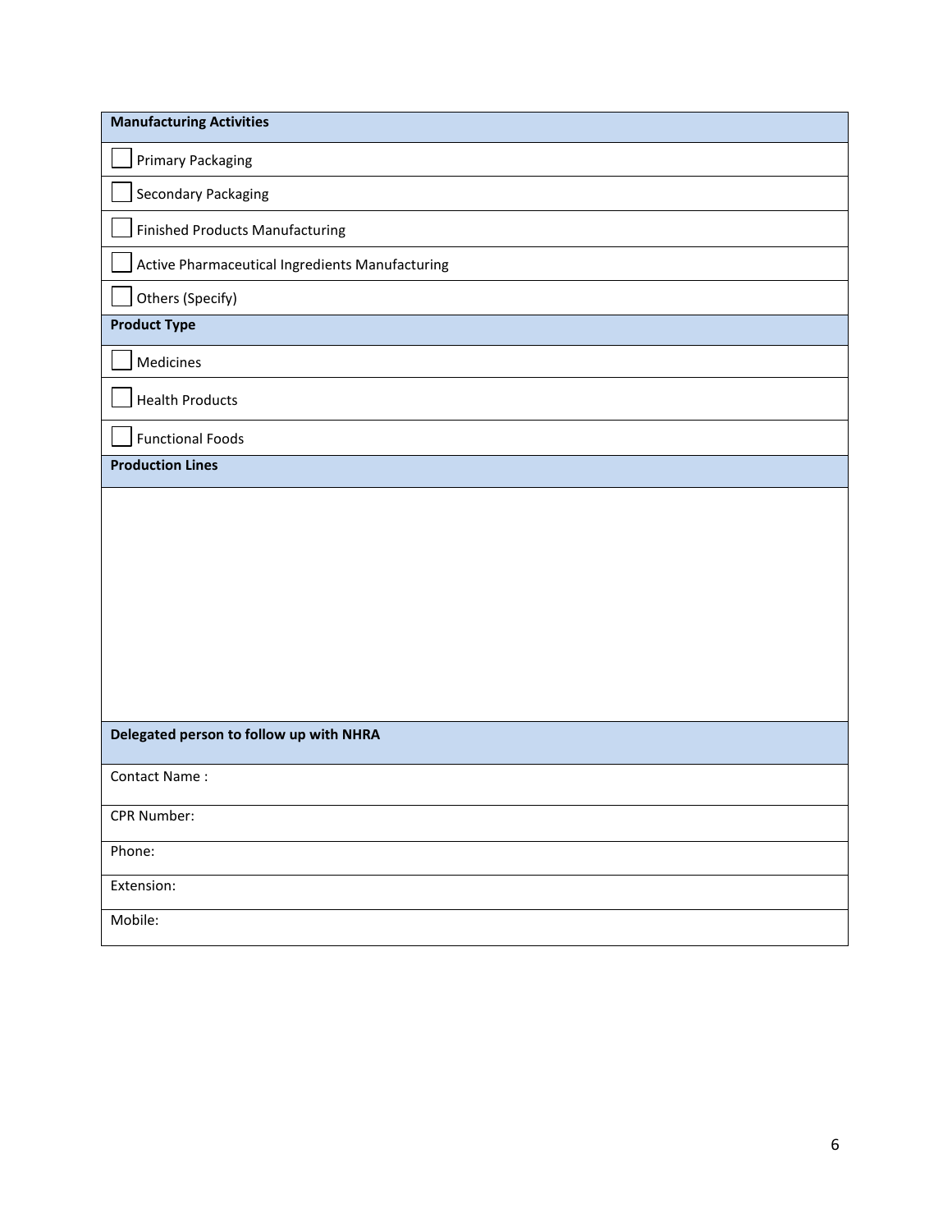| **Manufacturing Activities** |
| --- |
| ☐ Primary Packaging |
| ☐ Secondary Packaging |
| ☐ Finished Products Manufacturing |
| ☐ Active Pharmaceutical Ingredients Manufacturing |
| ☐ Others (Specify) |
| **Product Type** |
| ☐ Medicines |
| ☐ Health Products |
| ☐ Functional Foods |
| **Production Lines** |
| |
| **Delegated person to follow up with NHRA** |
| Contact Name : |
| CPR Number: |
| Phone: |
| Extension: |
| Mobile: |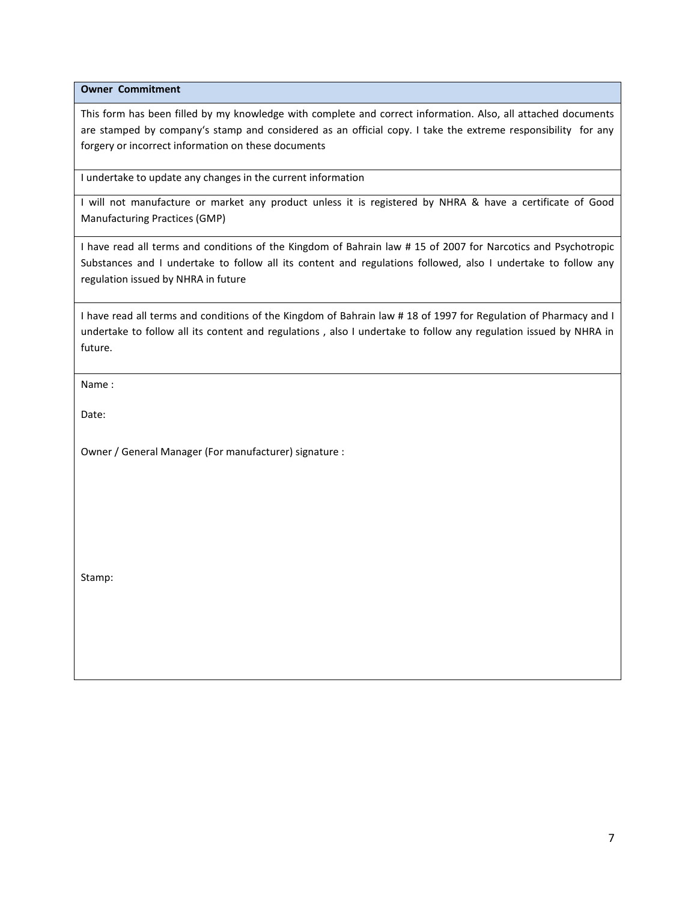**Owner Commitment**

This form has been filled by my knowledge with complete and correct information. Also, all attached documents are stamped by company's stamp and considered as an official copy. I take the extreme responsibility for any forgery or incorrect information on these documents

I undertake to update any changes in the current information

I will not manufacture or market any product unless it is registered by NHRA & have a certificate of Good Manufacturing Practices (GMP)

I have read all terms and conditions of the Kingdom of Bahrain law # 15 of 2007 for Narcotics and Psychotropic Substances and I undertake to follow all its content and regulations followed, also I undertake to follow any regulation issued by NHRA in future

I have read all terms and conditions of the Kingdom of Bahrain law # 18 of 1997 for Regulation of Pharmacy and I undertake to follow all its content and regulations , also I undertake to follow any regulation issued by NHRA in future.

Name :

Date:

Owner / General Manager (For manufacturer) signature :

Stamp: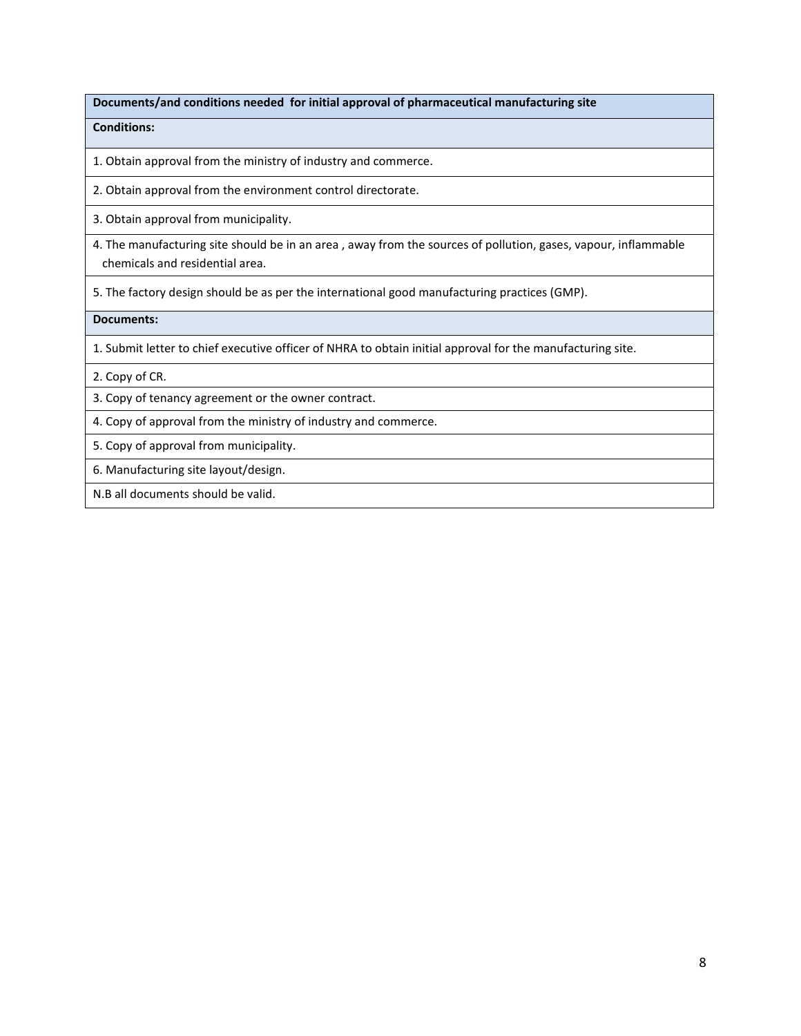| Documents/and conditions needed for initial approval of pharmaceutical manufacturing site |
|---|
| **Conditions:** |
| 1. Obtain approval from the ministry of industry and commerce. |
| 2. Obtain approval from the environment control directorate. |
| 3. Obtain approval from municipality. |
| 4. The manufacturing site should be in an area , away from the sources of pollution, gases, vapour, inflammable chemicals and residential area. |
| 5. The factory design should be as per the international good manufacturing practices (GMP). |
| **Documents:** |
| 1. Submit letter to chief executive officer of NHRA to obtain initial approval for the manufacturing site. |
| 2. Copy of CR. |
| 3. Copy of tenancy agreement or the owner contract. |
| 4. Copy of approval from the ministry of industry and commerce. |
| 5. Copy of approval from municipality. |
| 6. Manufacturing site layout/design. |
| N.B all documents should be valid. |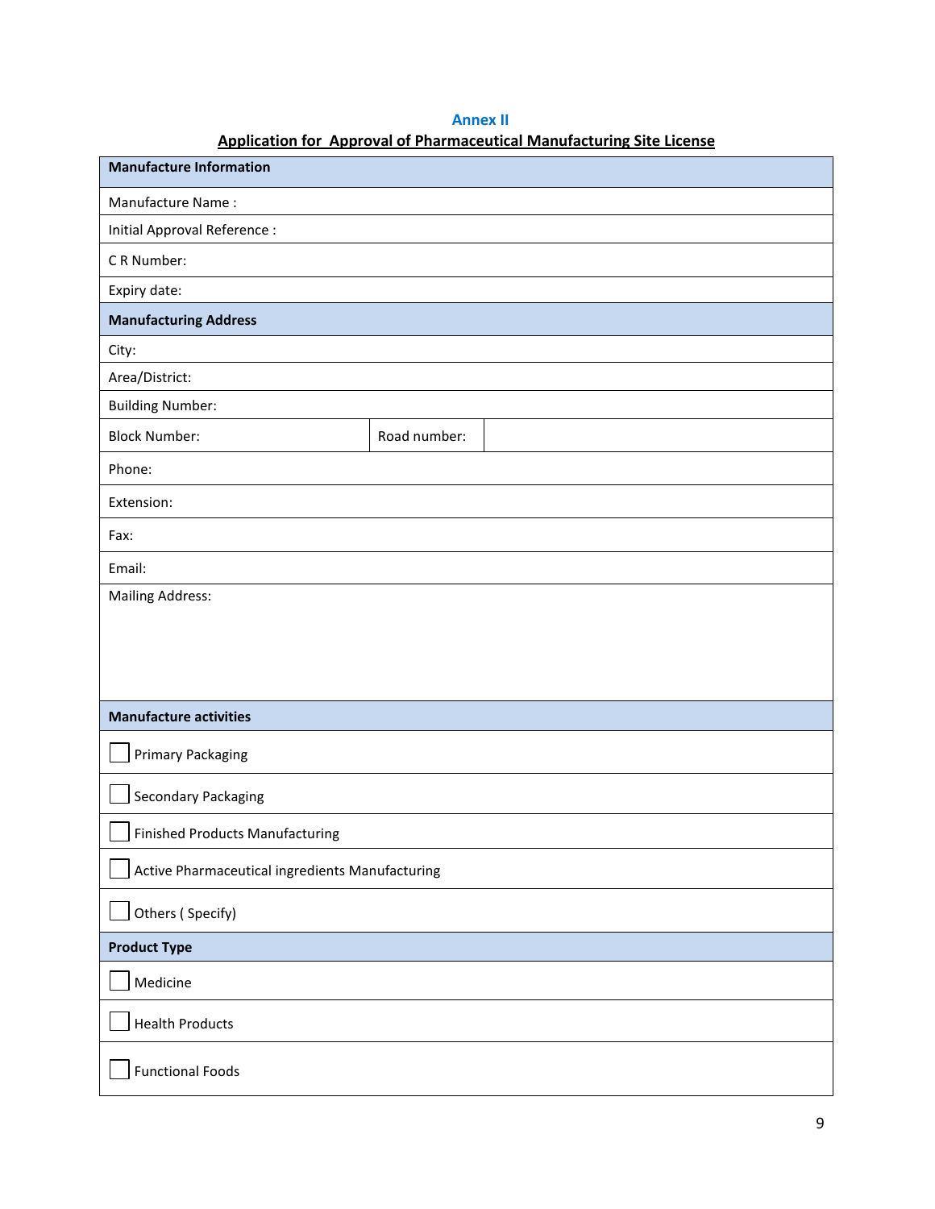# Annex II

## Application for Approval of Pharmaceutical Manufacturing Site License

| **Manufacture Information** | | |
|---|---|---|
| Manufacture Name : | | |
| Initial Approval Reference : | | |
| C R Number: | | |
| Expiry date: | | |
| **Manufacturing Address** | | |
| City: | | |
| Area/District: | | |
| Building Number: | | |
| Block Number: | Road number: | |
| Phone: | | |
| Extension: | | |
| Fax: | | |
| Email: | | |
| Mailing Address: | | |
| **Manufacture activities** | | |
| ☐ Primary Packaging | | |
| ☐ Secondary Packaging | | |
| ☐ Finished Products Manufacturing | | |
| ☐ Active Pharmaceutical ingredients Manufacturing | | |
| ☐ Others ( Specify) | | |
| **Product Type** | | |
| ☐ Medicine | | |
| ☐ Health Products | | |
| ☐ Functional Foods | | |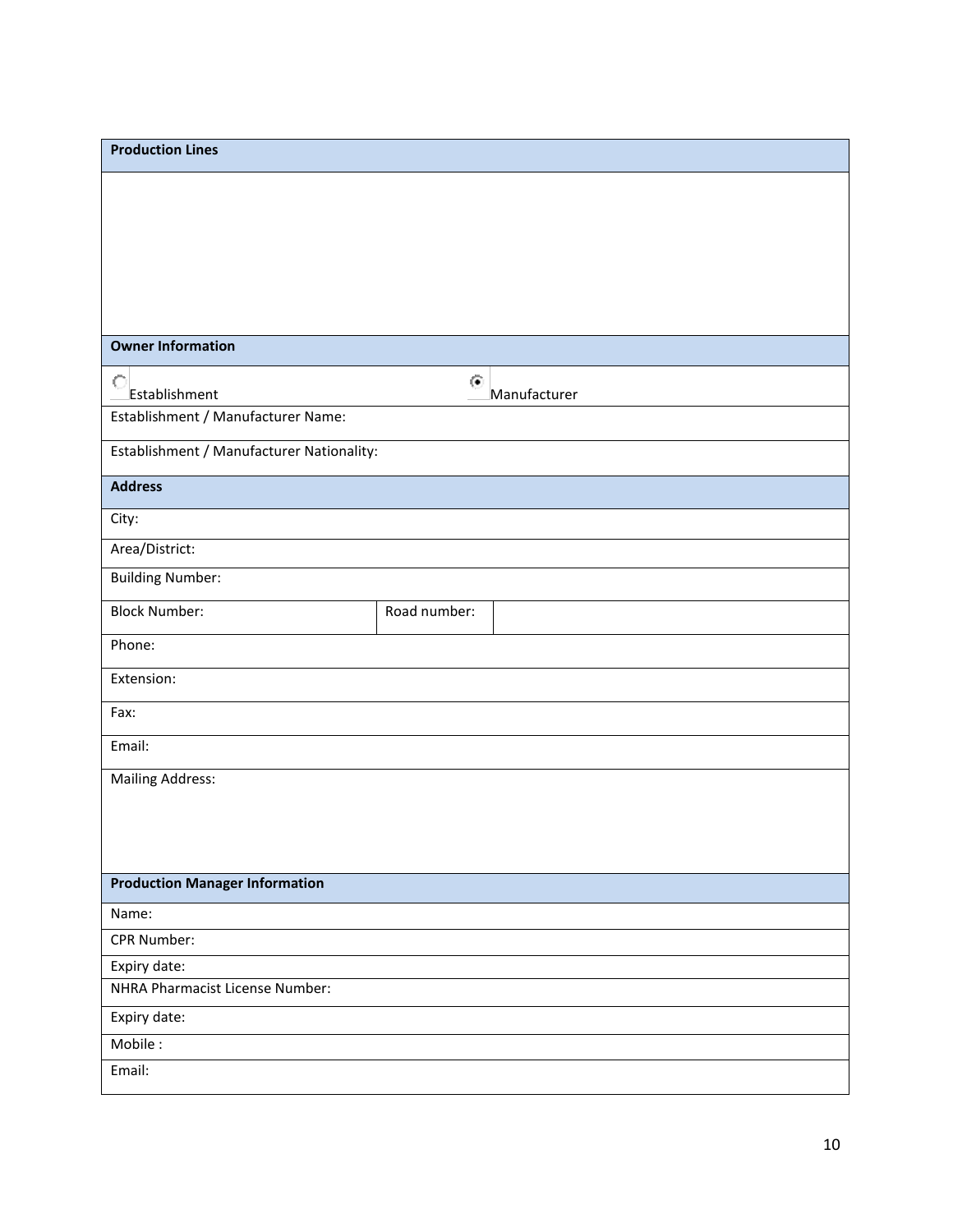| **Production Lines** | | |
|---|---|---|
| | | |
| **Owner Information** | | |
| ○ Establishment | ◉ Manufacturer | |
| Establishment / Manufacturer Name: | | |
| Establishment / Manufacturer Nationality: | | |
| **Address** | | |
| City: | | |
| Area/District: | | |
| Building Number: | | |
| Block Number: | Road number: | |
| Phone: | | |
| Extension: | | |
| Fax: | | |
| Email: | | |
| Mailing Address: | | |
| **Production Manager Information** | | |
| Name: | | |
| CPR Number: | | |
| Expiry date: | | |
| NHRA Pharmacist License Number: | | |
| Expiry date: | | |
| Mobile : | | |
| Email: | | |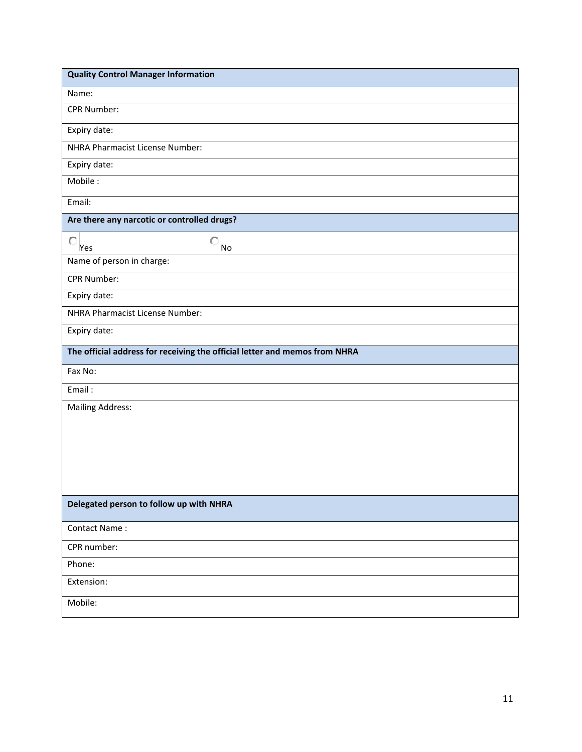| **Quality Control Manager Information** |
|---|
| Name: |
| CPR Number: |
| Expiry date: |
| NHRA Pharmacist License Number: |
| Expiry date: |
| Mobile : |
| Email: |
| **Are there any narcotic or controlled drugs?** |
| ○ Yes ○ No |
| Name of person in charge: |
| CPR Number: |
| Expiry date: |
| NHRA Pharmacist License Number: |
| Expiry date: |
| **The official address for receiving the official letter and memos from NHRA** |
| Fax No: |
| Email : |
| Mailing Address: |
| **Delegated person to follow up with NHRA** |
| Contact Name : |
| CPR number: |
| Phone: |
| Extension: |
| Mobile: |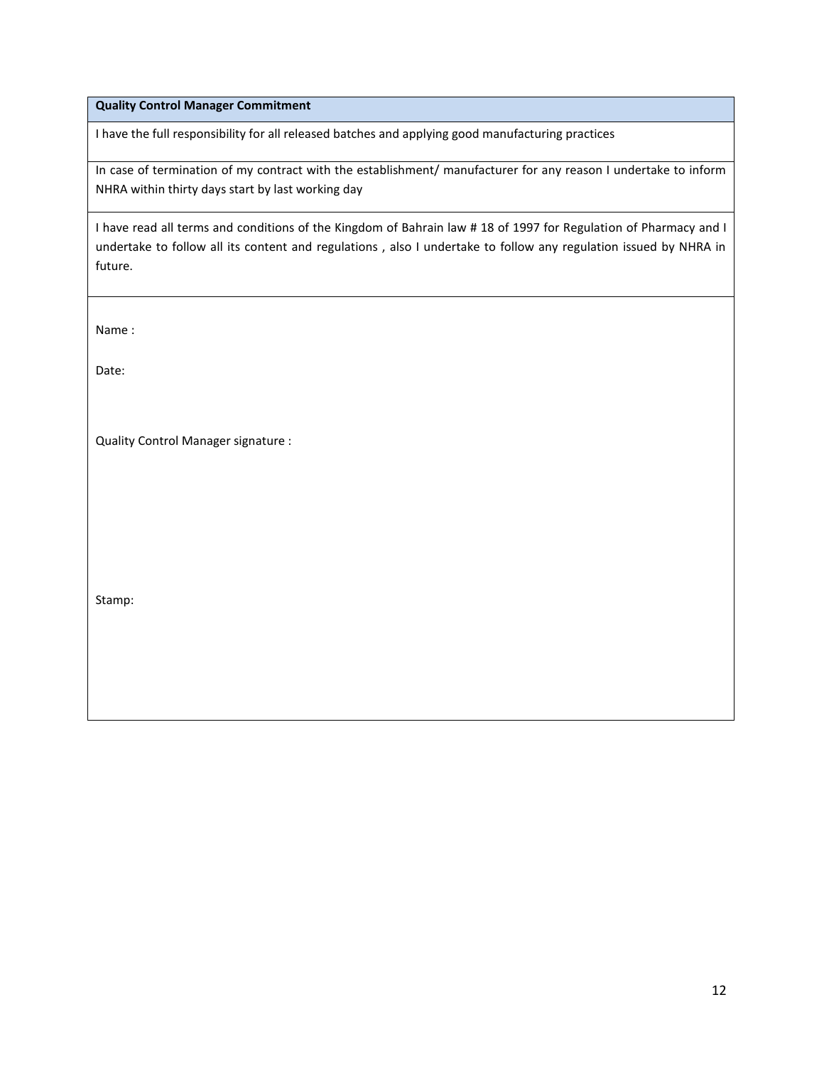| **Quality Control Manager Commitment** |
|---|
| I have the full responsibility for all released batches and applying good manufacturing practices |
| In case of termination of my contract with the establishment/ manufacturer for any reason I undertake to inform NHRA within thirty days start by last working day |
| I have read all terms and conditions of the Kingdom of Bahrain law # 18 of 1997 for Regulation of Pharmacy and I undertake to follow all its content and regulations , also I undertake to follow any regulation issued by NHRA in future. |
| Name :<br><br>Date:<br><br>Quality Control Manager signature :<br><br>Stamp: |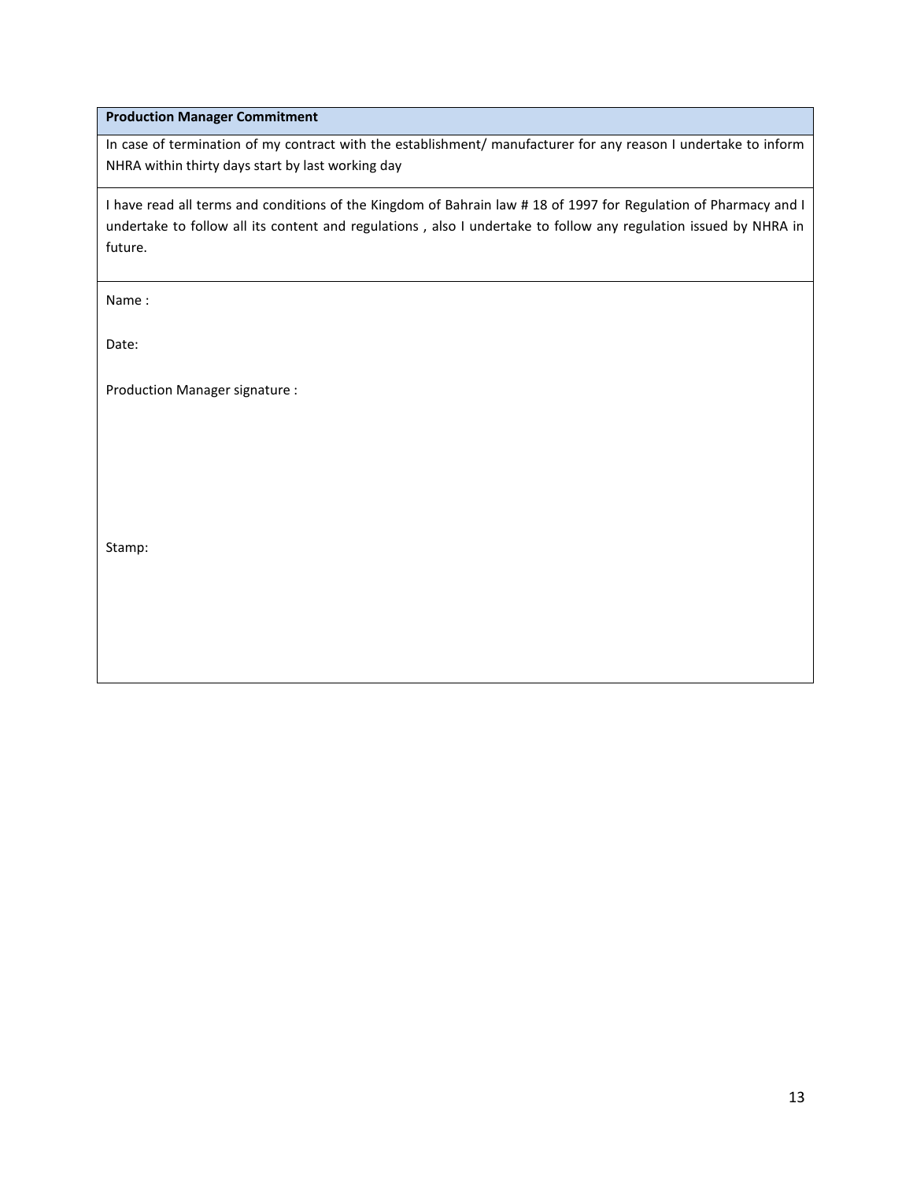| **Production Manager Commitment** |
|---|
| In case of termination of my contract with the establishment/ manufacturer for any reason I undertake to inform NHRA within thirty days start by last working day |
| I have read all terms and conditions of the Kingdom of Bahrain law # 18 of 1997 for Regulation of Pharmacy and I undertake to follow all its content and regulations , also I undertake to follow any regulation issued by NHRA in future. |
| Name :<br><br>Date:<br><br>Production Manager signature :<br><br><br><br><br>Stamp: |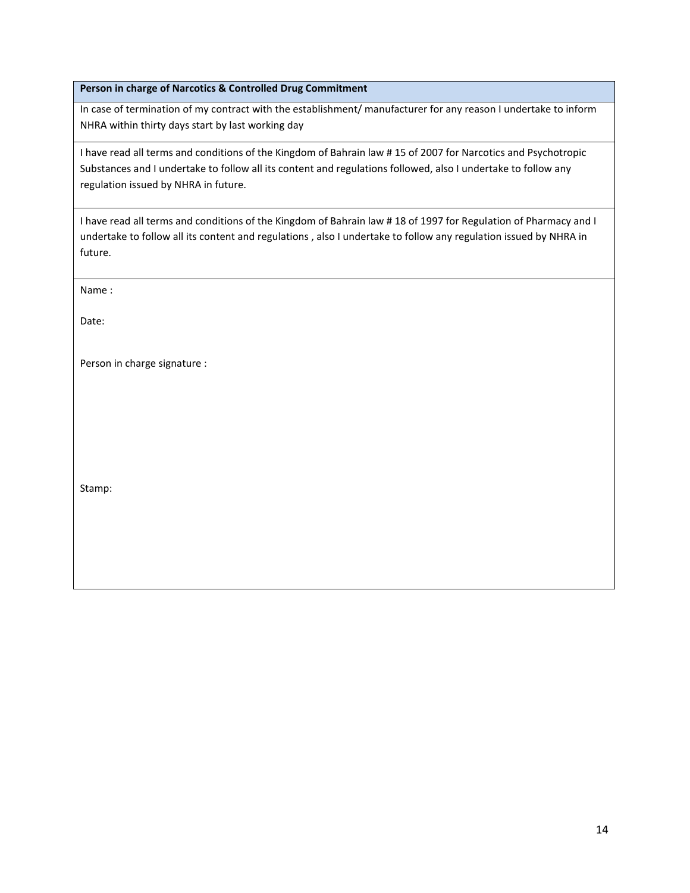**Person in charge of Narcotics & Controlled Drug Commitment**

In case of termination of my contract with the establishment/ manufacturer for any reason I undertake to inform NHRA within thirty days start by last working day

I have read all terms and conditions of the Kingdom of Bahrain law # 15 of 2007 for Narcotics and Psychotropic Substances and I undertake to follow all its content and regulations followed, also I undertake to follow any regulation issued by NHRA in future.

I have read all terms and conditions of the Kingdom of Bahrain law # 18 of 1997 for Regulation of Pharmacy and I undertake to follow all its content and regulations , also I undertake to follow any regulation issued by NHRA in future.

Name :

Date:

Person in charge signature :

Stamp: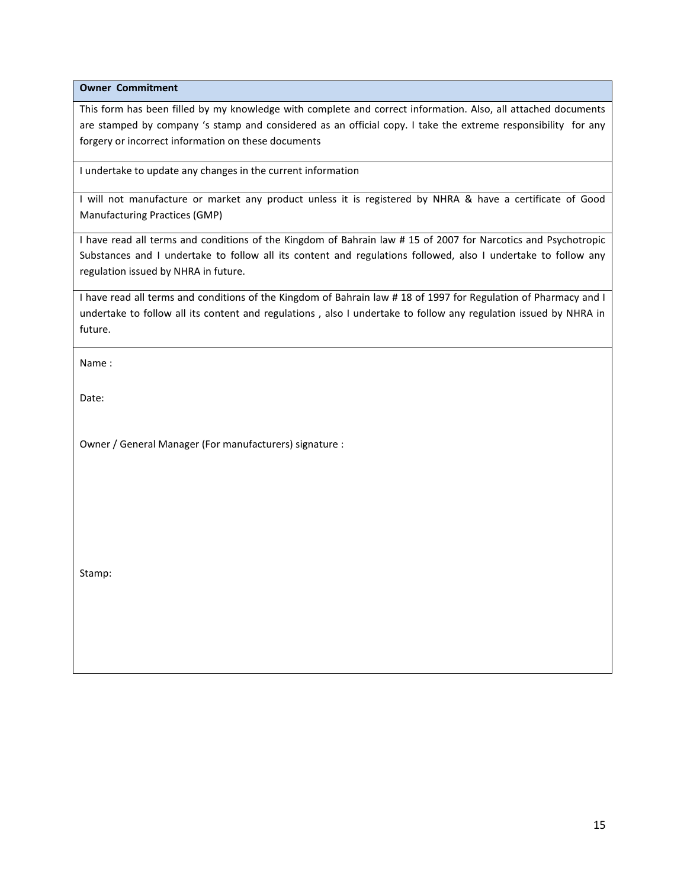| **Owner Commitment** |
|---|
| This form has been filled by my knowledge with complete and correct information. Also, all attached documents are stamped by company 's stamp and considered as an official copy. I take the extreme responsibility for any forgery or incorrect information on these documents |
| I undertake to update any changes in the current information |
| I will not manufacture or market any product unless it is registered by NHRA & have a certificate of Good Manufacturing Practices (GMP) |
| I have read all terms and conditions of the Kingdom of Bahrain law # 15 of 2007 for Narcotics and Psychotropic Substances and I undertake to follow all its content and regulations followed, also I undertake to follow any regulation issued by NHRA in future. |
| I have read all terms and conditions of the Kingdom of Bahrain law # 18 of 1997 for Regulation of Pharmacy and I undertake to follow all its content and regulations , also I undertake to follow any regulation issued by NHRA in future. |
| Name :<br><br>Date:<br><br>Owner / General Manager (For manufacturers) signature :<br><br>Stamp: |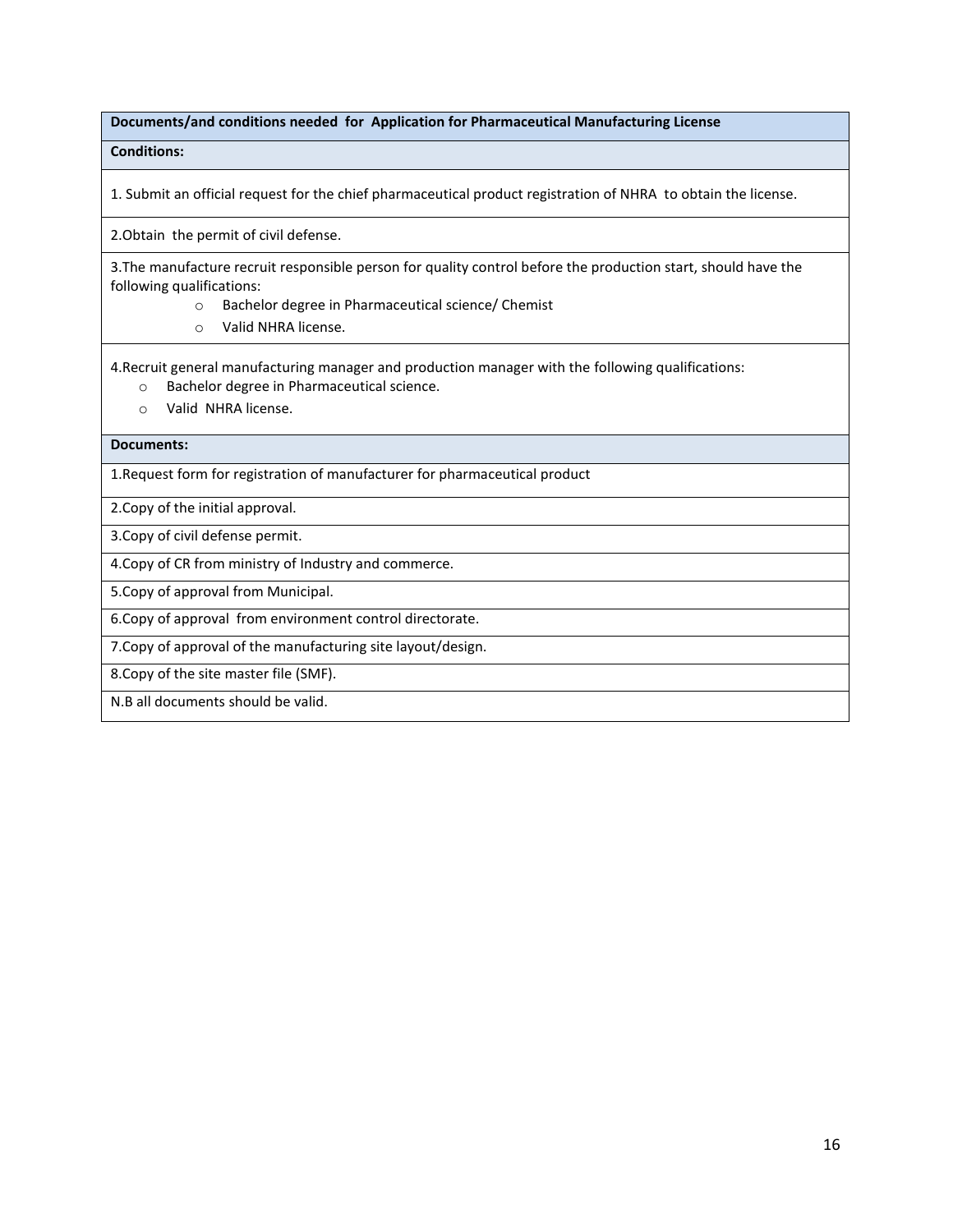| **Documents/and conditions needed for Application for Pharmaceutical Manufacturing License** |
|---|
| **Conditions:** |
| 1. Submit an official request for the chief pharmaceutical product registration of NHRA to obtain the license. |
| 2.Obtain the permit of civil defense. |
| 3.The manufacture recruit responsible person for quality control before the production start, should have the following qualifications: <br>o Bachelor degree in Pharmaceutical science/ Chemist <br>o Valid NHRA license. |
| 4.Recruit general manufacturing manager and production manager with the following qualifications: <br>o Bachelor degree in Pharmaceutical science. <br>o Valid NHRA license. |
| **Documents:** |
| 1.Request form for registration of manufacturer for pharmaceutical product |
| 2.Copy of the initial approval. |
| 3.Copy of civil defense permit. |
| 4.Copy of CR from ministry of Industry and commerce. |
| 5.Copy of approval from Municipal. |
| 6.Copy of approval from environment control directorate. |
| 7.Copy of approval of the manufacturing site layout/design. |
| 8.Copy of the site master file (SMF). |
| N.B all documents should be valid. |